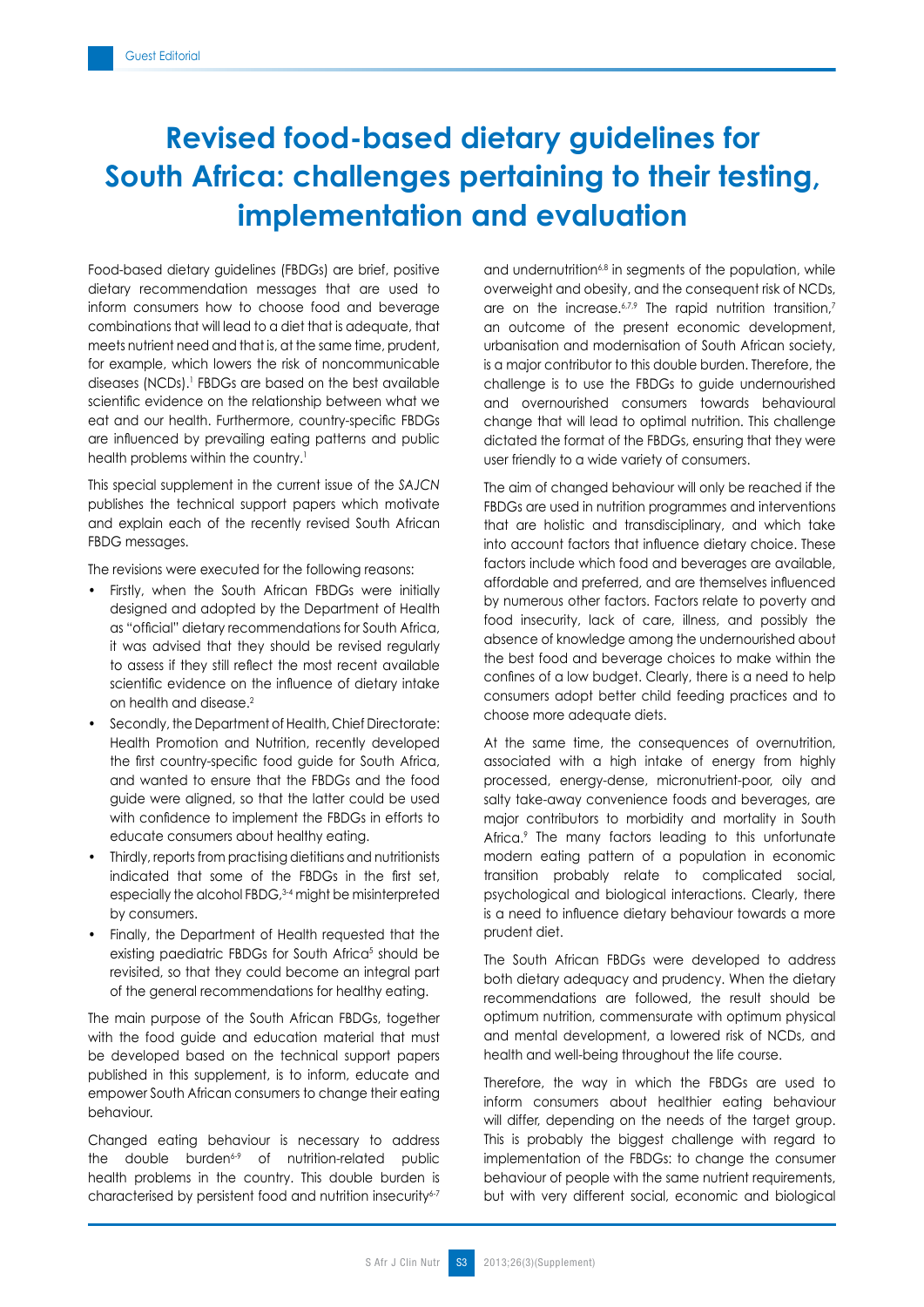Guest Editorial

# Revised food-based dietary guidelines for South Africa: challenges pertaining to their testing, implementation and evaluation

Food-based dietary guidelines (FBDGs) are brief, positive dietary recommendation messages that are used to inform consumers how to choose food and beverage combinations that will lead to a diet that is adequate, that meets nutrient need and that is, at the same time, prudent, for example, which lowers the risk of noncommunicable diseases (NCDs).[1] FBDGs are based on the best available scientific evidence on the relationship between what we eat and our health. Furthermore, country-specific FBDGs are influenced by prevailing eating patterns and public health problems within the country.[1]

This special supplement in the current issue of the *SAJCN* publishes the technical support papers which motivate and explain each of the recently revised South African FBDG messages.

The revisions were executed for the following reasons:

- Firstly, when the South African FBDGs were initially designed and adopted by the Department of Health as "official" dietary recommendations for South Africa, it was advised that they should be revised regularly to assess if they still reflect the most recent available scientific evidence on the influence of dietary intake on health and disease.[2]
- Secondly, the Department of Health, Chief Directorate: Health Promotion and Nutrition, recently developed the first country-specific food guide for South Africa, and wanted to ensure that the FBDGs and the food guide were aligned, so that the latter could be used with confidence to implement the FBDGs in efforts to educate consumers about healthy eating.
- Thirdly, reports from practising dietitians and nutritionists indicated that some of the FBDGs in the first set, especially the alcohol FBDG,[3-4] might be misinterpreted by consumers.
- Finally, the Department of Health requested that the existing paediatric FBDGs for South Africa[5] should be revisited, so that they could become an integral part of the general recommendations for healthy eating.

The main purpose of the South African FBDGs, together with the food guide and education material that must be developed based on the technical support papers published in this supplement, is to inform, educate and empower South African consumers to change their eating behaviour.

Changed eating behaviour is necessary to address the double burden[6-9] of nutrition-related public health problems in the country. This double burden is characterised by persistent food and nutrition insecurity[6-7] and undernutrition[6,8] in segments of the population, while overweight and obesity, and the consequent risk of NCDs, are on the increase.[6,7,9] The rapid nutrition transition,[7] an outcome of the present economic development, urbanisation and modernisation of South African society, is a major contributor to this double burden. Therefore, the challenge is to use the FBDGs to guide undernourished and overnourished consumers towards behavioural change that will lead to optimal nutrition. This challenge dictated the format of the FBDGs, ensuring that they were user friendly to a wide variety of consumers.

The aim of changed behaviour will only be reached if the FBDGs are used in nutrition programmes and interventions that are holistic and transdisciplinary, and which take into account factors that influence dietary choice. These factors include which food and beverages are available, affordable and preferred, and are themselves influenced by numerous other factors. Factors relate to poverty and food insecurity, lack of care, illness, and possibly the absence of knowledge among the undernourished about the best food and beverage choices to make within the confines of a low budget. Clearly, there is a need to help consumers adopt better child feeding practices and to choose more adequate diets.

At the same time, the consequences of overnutrition, associated with a high intake of energy from highly processed, energy-dense, micronutrient-poor, oily and salty take-away convenience foods and beverages, are major contributors to morbidity and mortality in South Africa.[9] The many factors leading to this unfortunate modern eating pattern of a population in economic transition probably relate to complicated social, psychological and biological interactions. Clearly, there is a need to influence dietary behaviour towards a more prudent diet.

The South African FBDGs were developed to address both dietary adequacy and prudency. When the dietary recommendations are followed, the result should be optimum nutrition, commensurate with optimum physical and mental development, a lowered risk of NCDs, and health and well-being throughout the life course.

Therefore, the way in which the FBDGs are used to inform consumers about healthier eating behaviour will differ, depending on the needs of the target group. This is probably the biggest challenge with regard to implementation of the FBDGs: to change the consumer behaviour of people with the same nutrient requirements, but with very different social, economic and biological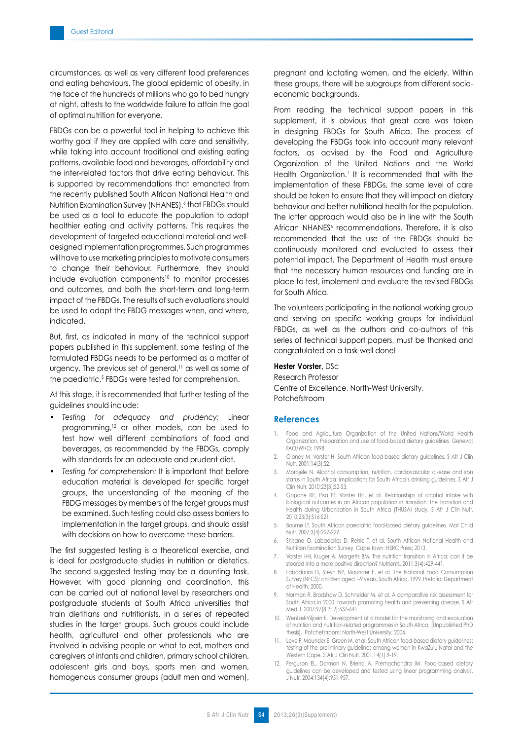circumstances, as well as very different food preferences and eating behaviours. The global epidemic of obesity, in the face of the hundreds of millions who go to bed hungry at night, attests to the worldwide failure to attain the goal of optimal nutrition for everyone.

FBDGs can be a powerful tool in helping to achieve this worthy goal if they are applied with care and sensitivity, while taking into account traditional and existing eating patterns, available food and beverages, affordability and the inter-related factors that drive eating behaviour. This is supported by recommendations that emanated from the recently published South African National Health and Nutrition Examination Survey (NHANES),[6] that FBDGs should be used as a tool to educate the population to adopt healthier eating and activity patterns. This requires the development of targeted educational material and well-designed implementation programmes. Such programmes will have to use marketing principles to motivate consumers to change their behaviour. Furthermore, they should include evaluation components[10] to monitor processes and outcomes, and both the short-term and long-term impact of the FBDGs. The results of such evaluations should be used to adapt the FBDG messages when, and where, indicated.

But, first, as indicated in many of the technical support papers published in this supplement, some testing of the formulated FBDGs needs to be performed as a matter of urgency. The previous set of general,[11] as well as some of the paediatric,[5] FBDGs were tested for comprehension.

At this stage, it is recommended that further testing of the guidelines should include:

- *Testing for adequacy and prudency:* Linear programming,[12] or other models, can be used to test how well different combinations of food and beverages, as recommended by the FBDGs, comply with standards for an adequate and prudent diet.
- *Testing for comprehension:* It is important that before education material is developed for specific target groups, the understanding of the meaning of the FBDG messages by members of the target groups must be examined. Such testing could also assess barriers to implementation in the target groups, and should assist with decisions on how to overcome these barriers.

The first suggested testing is a theoretical exercise, and is ideal for postgraduate studies in nutrition or dietetics. The second suggested testing may be a daunting task. However, with good planning and coordination, this can be carried out at national level by researchers and postgraduate students at South Africa universities that train dietitians and nutritionists, in a series of repeated studies in the target groups. Such groups could include health, agricultural and other professionals who are involved in advising people on what to eat, mothers and caregivers of infants and children, primary school children, adolescent girls and boys, sports men and women, homogenous consumer groups (adult men and women), pregnant and lactating women, and the elderly. Within these groups, there will be subgroups from different socio-economic backgrounds.

From reading the technical support papers in this supplement, it is obvious that great care was taken in designing FBDGs for South Africa. The process of developing the FBDGs took into account many relevant factors, as advised by the Food and Agriculture Organization of the United Nations and the World Health Organization.[1] It is recommended that with the implementation of these FBDGs, the same level of care should be taken to ensure that they will impact on dietary behaviour and better nutritional health for the population. The latter approach would also be in line with the South African NHANES[6] recommendations. Therefore, it is also recommended that the use of the FBDGs should be continuously monitored and evaluated to assess their potential impact. The Department of Health must ensure that the necessary human resources and funding are in place to test, implement and evaluate the revised FBDGs for South Africa.

The volunteers participating in the national working group and serving on specific working groups for individual FBDGs, as well as the authors and co-authors of this series of technical support papers, must be thanked and congratulated on a task well done!

**Hester Vorster,** DSc
Research Professor
Centre of Excellence, North-West University,
Potchefstroom

## References

1. Food and Agriculture Organization of the United Nations/World Health Organization. Preparation and use of food-based dietary guidelines. Geneva: FAO/WHO; 1998.
2. Gibney M, Vorster H. South African food-based dietary guidelines. S Afr J Clin Nutr. 2001;14(3):S2.
3. Morojele N. Alcohol consumption, nutrition, cardiovascular disease and iron status in South Africa: implications for South Africa's drinking guidelines. S Afr J Clin Nutr. 2010;23(3):S2-S3.
4. Gopane RE, Pisa PT, Vorster HH, et al. Relationships of alcohol intake with biological outcomes in an African population in transition: the Transition and Health during Urbanisation in South Africa (THUSA) study. S Afr J Clin Nutr. 2010;23(3):S16-S21.
5. Bourne LT. South African paediatric food-based dietary guidelines. Mat Child Nutr. 2007;3(4):227-229.
6. Shisana O, Labadarios D, Rehle T, et al. South African National Health and Nutrition Examination Survey. Cape Town: HSRC Press; 2013.
7. Vorster HH, Kruger A, Margetts BM. The nutrition transition in Africa: can it be steered into a more positive direction? Nutrients. 2011;3(4):429-441.
8. Labadarios D, Steyn NP, Maunder E, et al. The National Food Consumption Survey (NFCS): children aged 1-9 years, South Africa, 1999. Pretoria: Department of Health; 2000.
9. Norman R, Bradshaw D, Schneider M, et al. A comparative risk assessment for South Africa in 2000: towards promoting health and preventing disease. S Afr Med J. 2007;97(8 Pt 2):637-641.
10. Wentzel-Viljoen E. Development of a model for the monitoring and evaluation of nutrition and nutrition-related programmes in South Africa. [Unpublished PhD thesis]. Potchefstroom: North-West University; 2004.
11. Love P, Maunder E, Green M, et al. South African food-based dietary guidelines: testing of the preliminary guidelines among women in KwaZulu-Natal and the Western Cape. S Afr J Clin Nutr. 2001;14(1):9-19.
12. Ferguson EL, Darmon N, Briend A, Premachandra IM. Food-based dietary guidelines can be developed and tested using linear programming analysis. J Nutr. 2004;134(4):951-957.